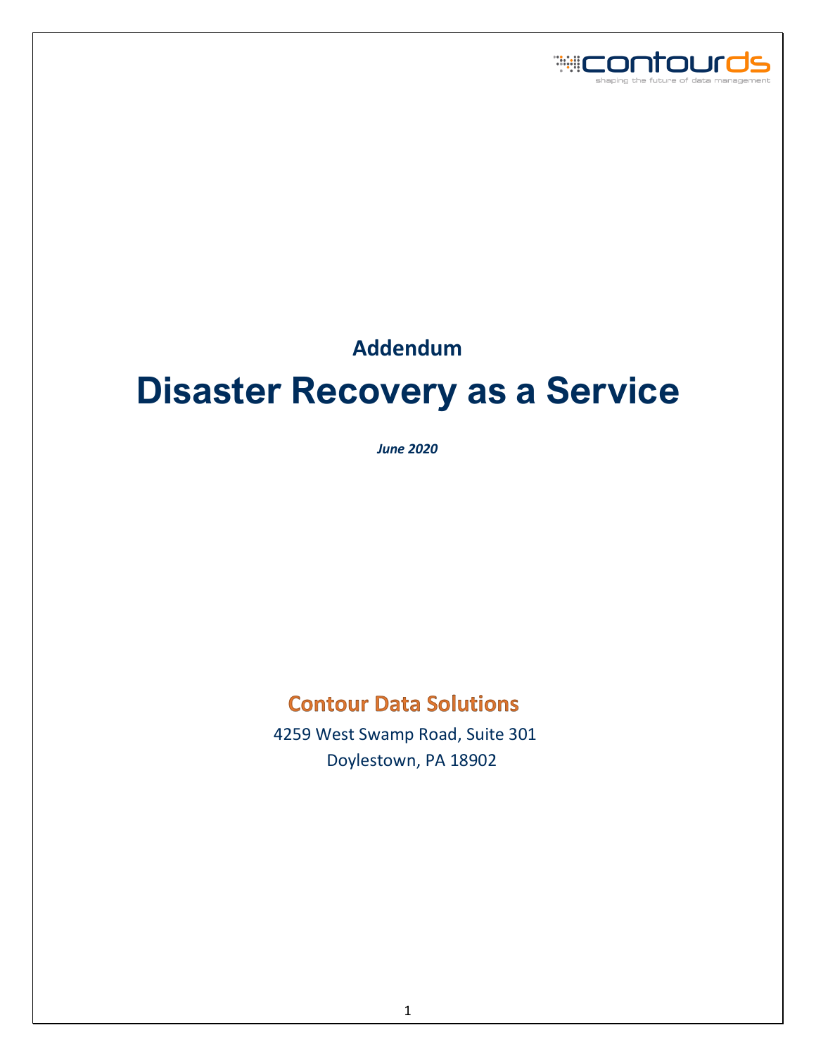contourds

shaping the future of data management

## Addendum

# Disaster Recovery as a Service

*June 2020*

**Contour Data Solutions**

4259 West Swamp Road, Suite 301

Doylestown, PA 18902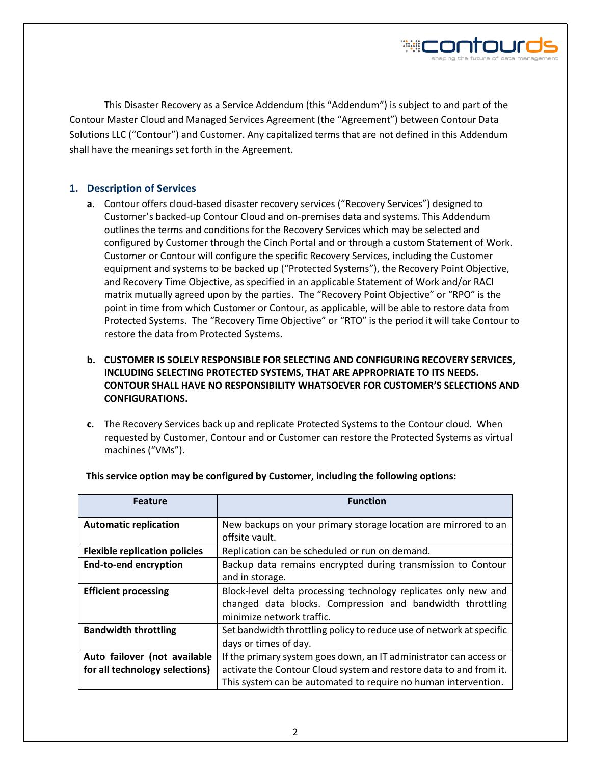This Disaster Recovery as a Service Addendum (this "Addendum") is subject to and part of the Contour Master Cloud and Managed Services Agreement (the "Agreement") between Contour Data Solutions LLC ("Contour") and Customer. Any capitalized terms that are not defined in this Addendum shall have the meanings set forth in the Agreement.

## 1. Description of Services

**a.** Contour offers cloud-based disaster recovery services ("Recovery Services") designed to Customer's backed-up Contour Cloud and on-premises data and systems. This Addendum outlines the terms and conditions for the Recovery Services which may be selected and configured by Customer through the Cinch Portal and or through a custom Statement of Work. Customer or Contour will configure the specific Recovery Services, including the Customer equipment and systems to be backed up ("Protected Systems"), the Recovery Point Objective, and Recovery Time Objective, as specified in an applicable Statement of Work and/or RACI matrix mutually agreed upon by the parties. The "Recovery Point Objective" or "RPO" is the point in time from which Customer or Contour, as applicable, will be able to restore data from Protected Systems. The "Recovery Time Objective" or "RTO" is the period it will take Contour to restore the data from Protected Systems.

**b. CUSTOMER IS SOLELY RESPONSIBLE FOR SELECTING AND CONFIGURING RECOVERY SERVICES, INCLUDING SELECTING PROTECTED SYSTEMS, THAT ARE APPROPRIATE TO ITS NEEDS. CONTOUR SHALL HAVE NO RESPONSIBILITY WHATSOEVER FOR CUSTOMER'S SELECTIONS AND CONFIGURATIONS.**

**c.** The Recovery Services back up and replicate Protected Systems to the Contour cloud. When requested by Customer, Contour and or Customer can restore the Protected Systems as virtual machines ("VMs").

**This service option may be configured by Customer, including the following options:**

| Feature | Function |
|---|---|
| **Automatic replication** | New backups on your primary storage location are mirrored to an offsite vault. |
| **Flexible replication policies** | Replication can be scheduled or run on demand. |
| **End-to-end encryption** | Backup data remains encrypted during transmission to Contour and in storage. |
| **Efficient processing** | Block-level delta processing technology replicates only new and changed data blocks. Compression and bandwidth throttling minimize network traffic. |
| **Bandwidth throttling** | Set bandwidth throttling policy to reduce use of network at specific days or times of day. |
| **Auto failover (not available for all technology selections)** | If the primary system goes down, an IT administrator can access or activate the Contour Cloud system and restore data to and from it. This system can be automated to require no human intervention. |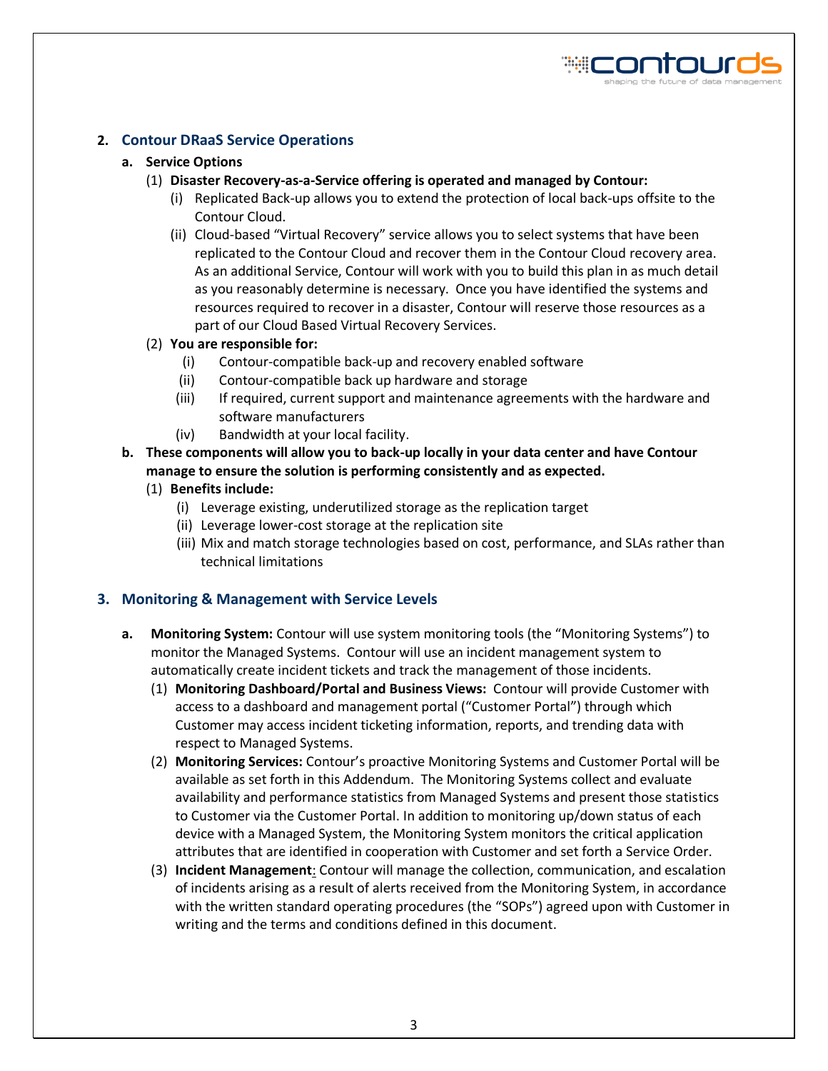## 2. Contour DRaaS Service Operations

**a. Service Options**

(1) **Disaster Recovery-as-a-Service offering is operated and managed by Contour:**

(i) Replicated Back-up allows you to extend the protection of local back-ups offsite to the Contour Cloud.

(ii) Cloud-based "Virtual Recovery" service allows you to select systems that have been replicated to the Contour Cloud and recover them in the Contour Cloud recovery area. As an additional Service, Contour will work with you to build this plan in as much detail as you reasonably determine is necessary. Once you have identified the systems and resources required to recover in a disaster, Contour will reserve those resources as a part of our Cloud Based Virtual Recovery Services.

(2) **You are responsible for:**

(i) Contour-compatible back-up and recovery enabled software

(ii) Contour-compatible back up hardware and storage

(iii) If required, current support and maintenance agreements with the hardware and software manufacturers

(iv) Bandwidth at your local facility.

**b. These components will allow you to back-up locally in your data center and have Contour manage to ensure the solution is performing consistently and as expected.**

(1) **Benefits include:**

(i) Leverage existing, underutilized storage as the replication target

(ii) Leverage lower-cost storage at the replication site

(iii) Mix and match storage technologies based on cost, performance, and SLAs rather than technical limitations

## 3. Monitoring & Management with Service Levels

**a. Monitoring System:** Contour will use system monitoring tools (the "Monitoring Systems") to monitor the Managed Systems. Contour will use an incident management system to automatically create incident tickets and track the management of those incidents.

(1) **Monitoring Dashboard/Portal and Business Views:** Contour will provide Customer with access to a dashboard and management portal ("Customer Portal") through which Customer may access incident ticketing information, reports, and trending data with respect to Managed Systems.

(2) **Monitoring Services:** Contour's proactive Monitoring Systems and Customer Portal will be available as set forth in this Addendum. The Monitoring Systems collect and evaluate availability and performance statistics from Managed Systems and present those statistics to Customer via the Customer Portal. In addition to monitoring up/down status of each device with a Managed System, the Monitoring System monitors the critical application attributes that are identified in cooperation with Customer and set forth a Service Order.

(3) **Incident Management**: Contour will manage the collection, communication, and escalation of incidents arising as a result of alerts received from the Monitoring System, in accordance with the written standard operating procedures (the "SOPs") agreed upon with Customer in writing and the terms and conditions defined in this document.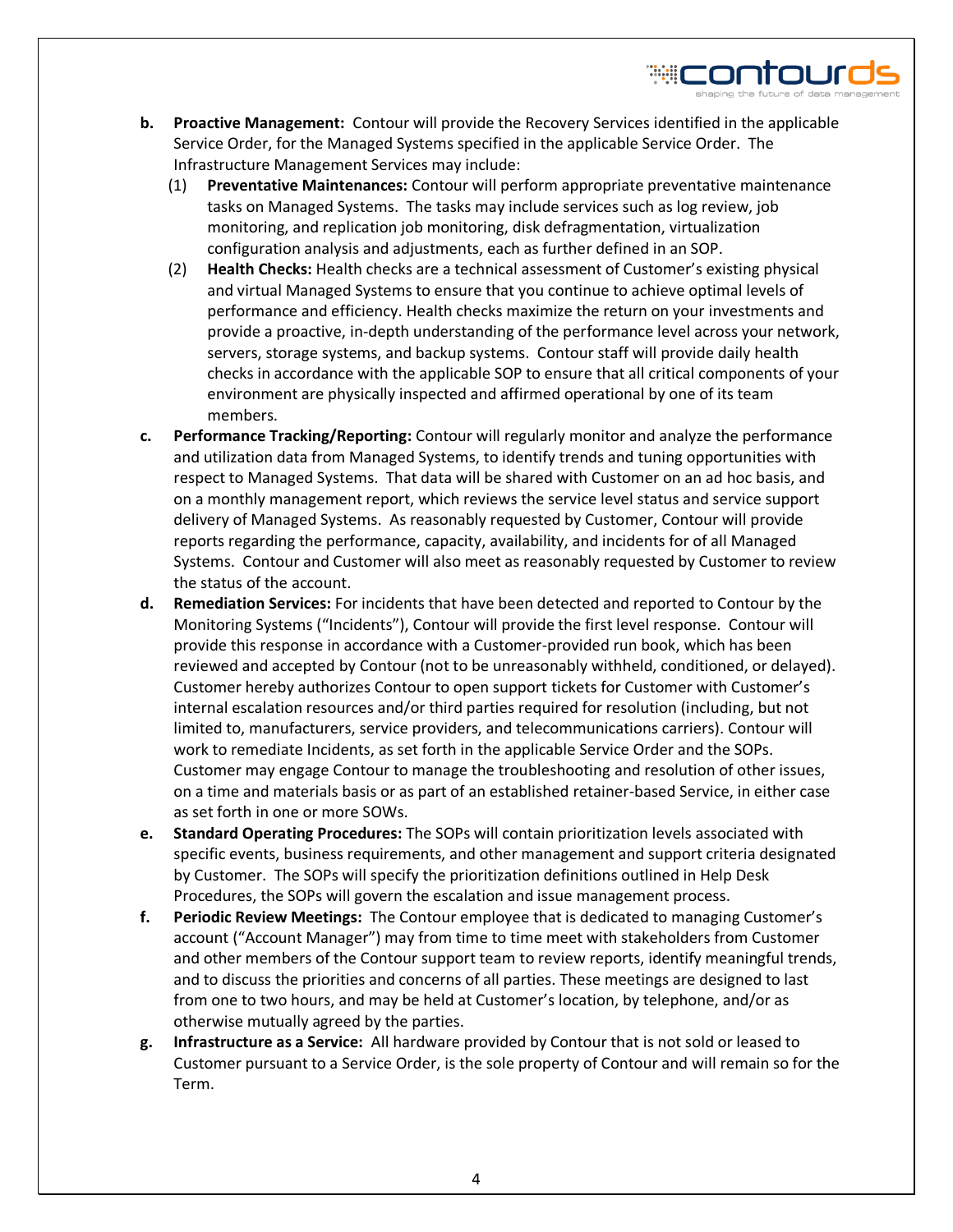**b. Proactive Management:** Contour will provide the Recovery Services identified in the applicable Service Order, for the Managed Systems specified in the applicable Service Order. The Infrastructure Management Services may include:

(1) **Preventative Maintenances:** Contour will perform appropriate preventative maintenance tasks on Managed Systems. The tasks may include services such as log review, job monitoring, and replication job monitoring, disk defragmentation, virtualization configuration analysis and adjustments, each as further defined in an SOP.

(2) **Health Checks:** Health checks are a technical assessment of Customer's existing physical and virtual Managed Systems to ensure that you continue to achieve optimal levels of performance and efficiency. Health checks maximize the return on your investments and provide a proactive, in-depth understanding of the performance level across your network, servers, storage systems, and backup systems. Contour staff will provide daily health checks in accordance with the applicable SOP to ensure that all critical components of your environment are physically inspected and affirmed operational by one of its team members.

**c. Performance Tracking/Reporting:** Contour will regularly monitor and analyze the performance and utilization data from Managed Systems, to identify trends and tuning opportunities with respect to Managed Systems. That data will be shared with Customer on an ad hoc basis, and on a monthly management report, which reviews the service level status and service support delivery of Managed Systems. As reasonably requested by Customer, Contour will provide reports regarding the performance, capacity, availability, and incidents for of all Managed Systems. Contour and Customer will also meet as reasonably requested by Customer to review the status of the account.

**d. Remediation Services:** For incidents that have been detected and reported to Contour by the Monitoring Systems ("Incidents"), Contour will provide the first level response. Contour will provide this response in accordance with a Customer-provided run book, which has been reviewed and accepted by Contour (not to be unreasonably withheld, conditioned, or delayed). Customer hereby authorizes Contour to open support tickets for Customer with Customer's internal escalation resources and/or third parties required for resolution (including, but not limited to, manufacturers, service providers, and telecommunications carriers). Contour will work to remediate Incidents, as set forth in the applicable Service Order and the SOPs. Customer may engage Contour to manage the troubleshooting and resolution of other issues, on a time and materials basis or as part of an established retainer-based Service, in either case as set forth in one or more SOWs.

**e. Standard Operating Procedures:** The SOPs will contain prioritization levels associated with specific events, business requirements, and other management and support criteria designated by Customer. The SOPs will specify the prioritization definitions outlined in Help Desk Procedures, the SOPs will govern the escalation and issue management process.

**f. Periodic Review Meetings:** The Contour employee that is dedicated to managing Customer's account ("Account Manager") may from time to time meet with stakeholders from Customer and other members of the Contour support team to review reports, identify meaningful trends, and to discuss the priorities and concerns of all parties. These meetings are designed to last from one to two hours, and may be held at Customer's location, by telephone, and/or as otherwise mutually agreed by the parties.

**g. Infrastructure as a Service:** All hardware provided by Contour that is not sold or leased to Customer pursuant to a Service Order, is the sole property of Contour and will remain so for the Term.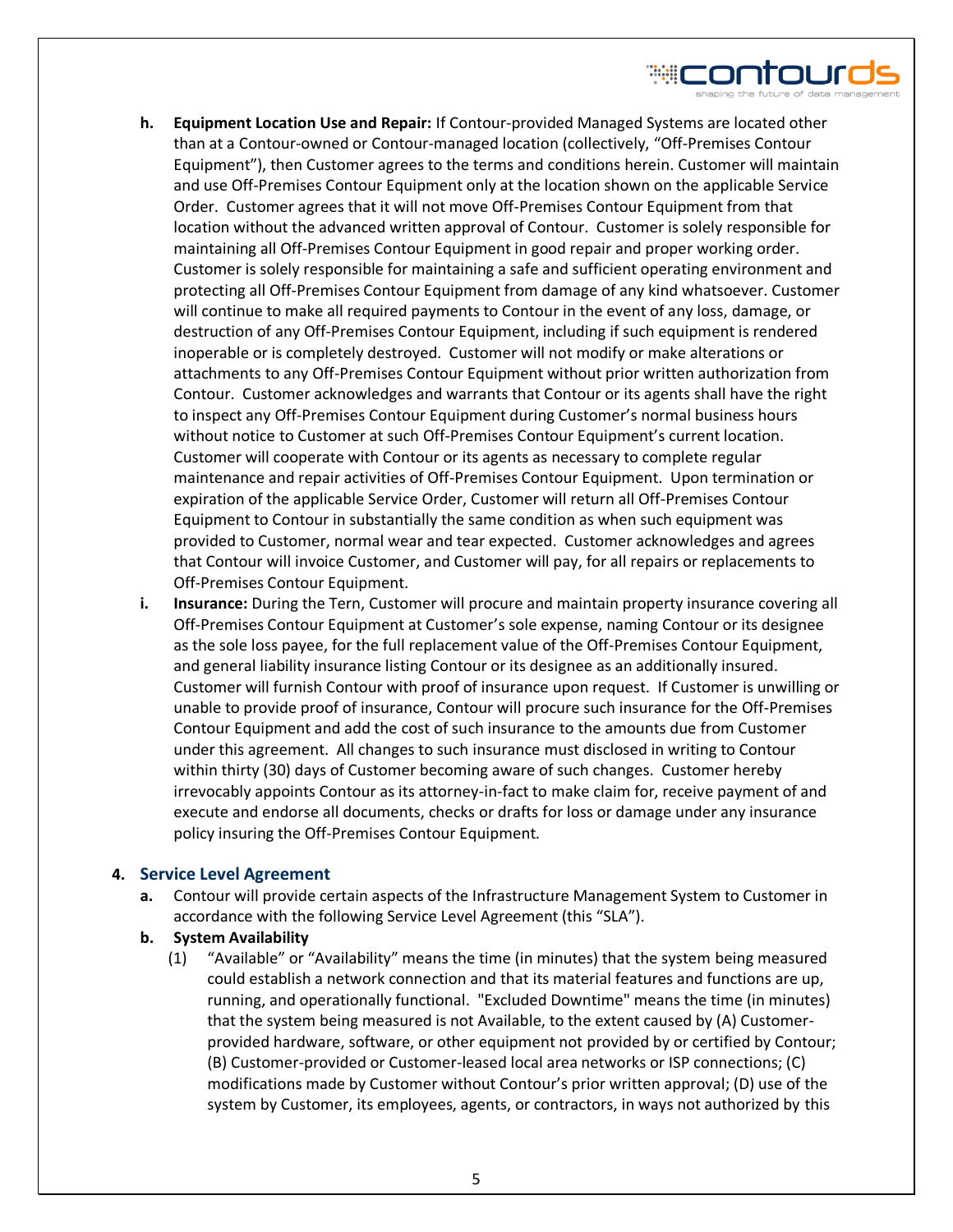h. **Equipment Location Use and Repair:** If Contour-provided Managed Systems are located other than at a Contour-owned or Contour-managed location (collectively, "Off-Premises Contour Equipment"), then Customer agrees to the terms and conditions herein. Customer will maintain and use Off-Premises Contour Equipment only at the location shown on the applicable Service Order. Customer agrees that it will not move Off-Premises Contour Equipment from that location without the advanced written approval of Contour. Customer is solely responsible for maintaining all Off-Premises Contour Equipment in good repair and proper working order. Customer is solely responsible for maintaining a safe and sufficient operating environment and protecting all Off-Premises Contour Equipment from damage of any kind whatsoever. Customer will continue to make all required payments to Contour in the event of any loss, damage, or destruction of any Off-Premises Contour Equipment, including if such equipment is rendered inoperable or is completely destroyed. Customer will not modify or make alterations or attachments to any Off-Premises Contour Equipment without prior written authorization from Contour. Customer acknowledges and warrants that Contour or its agents shall have the right to inspect any Off-Premises Contour Equipment during Customer's normal business hours without notice to Customer at such Off-Premises Contour Equipment's current location. Customer will cooperate with Contour or its agents as necessary to complete regular maintenance and repair activities of Off-Premises Contour Equipment. Upon termination or expiration of the applicable Service Order, Customer will return all Off-Premises Contour Equipment to Contour in substantially the same condition as when such equipment was provided to Customer, normal wear and tear expected. Customer acknowledges and agrees that Contour will invoice Customer, and Customer will pay, for all repairs or replacements to Off-Premises Contour Equipment.

i. **Insurance:** During the Tern, Customer will procure and maintain property insurance covering all Off-Premises Contour Equipment at Customer's sole expense, naming Contour or its designee as the sole loss payee, for the full replacement value of the Off-Premises Contour Equipment, and general liability insurance listing Contour or its designee as an additionally insured. Customer will furnish Contour with proof of insurance upon request. If Customer is unwilling or unable to provide proof of insurance, Contour will procure such insurance for the Off-Premises Contour Equipment and add the cost of such insurance to the amounts due from Customer under this agreement. All changes to such insurance must disclosed in writing to Contour within thirty (30) days of Customer becoming aware of such changes. Customer hereby irrevocably appoints Contour as its attorney-in-fact to make claim for, receive payment of and execute and endorse all documents, checks or drafts for loss or damage under any insurance policy insuring the Off-Premises Contour Equipment.

## 4. Service Level Agreement

a. Contour will provide certain aspects of the Infrastructure Management System to Customer in accordance with the following Service Level Agreement (this "SLA").

b. **System Availability**

(1) "Available" or "Availability" means the time (in minutes) that the system being measured could establish a network connection and that its material features and functions are up, running, and operationally functional. "Excluded Downtime" means the time (in minutes) that the system being measured is not Available, to the extent caused by (A) Customer-provided hardware, software, or other equipment not provided by or certified by Contour; (B) Customer-provided or Customer-leased local area networks or ISP connections; (C) modifications made by Customer without Contour's prior written approval; (D) use of the system by Customer, its employees, agents, or contractors, in ways not authorized by this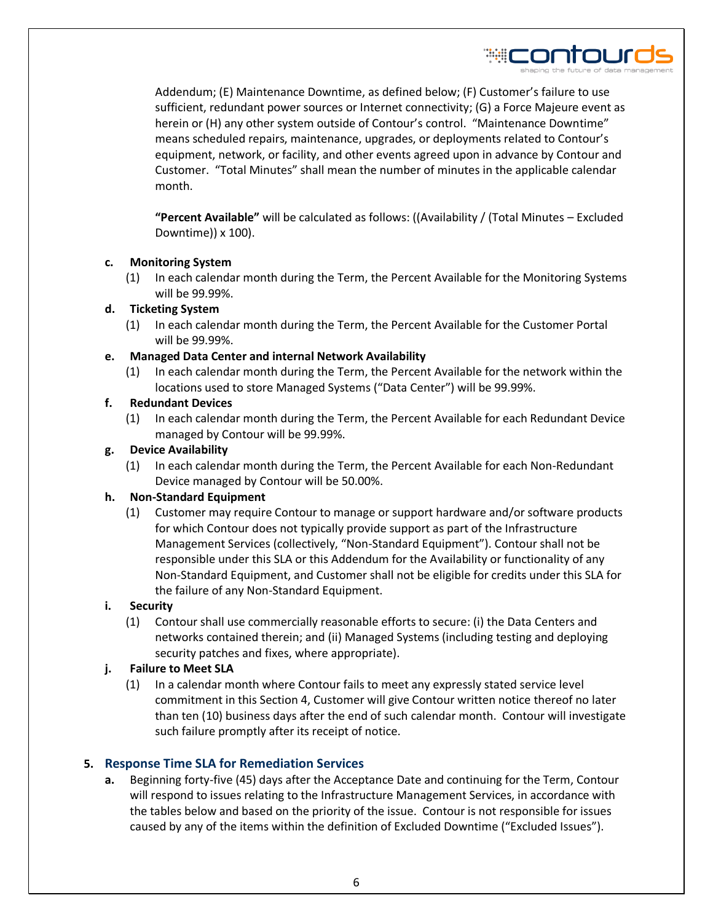Addendum; (E) Maintenance Downtime, as defined below; (F) Customer's failure to use sufficient, redundant power sources or Internet connectivity; (G) a Force Majeure event as herein or (H) any other system outside of Contour's control. "Maintenance Downtime" means scheduled repairs, maintenance, upgrades, or deployments related to Contour's equipment, network, or facility, and other events agreed upon in advance by Contour and Customer. "Total Minutes" shall mean the number of minutes in the applicable calendar month.

**"Percent Available"** will be calculated as follows: ((Availability / (Total Minutes – Excluded Downtime)) x 100).

**c. Monitoring System**

(1) In each calendar month during the Term, the Percent Available for the Monitoring Systems will be 99.99%.

**d. Ticketing System**

(1) In each calendar month during the Term, the Percent Available for the Customer Portal will be 99.99%.

**e. Managed Data Center and internal Network Availability**

(1) In each calendar month during the Term, the Percent Available for the network within the locations used to store Managed Systems ("Data Center") will be 99.99%.

**f. Redundant Devices**

(1) In each calendar month during the Term, the Percent Available for each Redundant Device managed by Contour will be 99.99%.

**g. Device Availability**

(1) In each calendar month during the Term, the Percent Available for each Non-Redundant Device managed by Contour will be 50.00%.

**h. Non-Standard Equipment**

(1) Customer may require Contour to manage or support hardware and/or software products for which Contour does not typically provide support as part of the Infrastructure Management Services (collectively, "Non-Standard Equipment"). Contour shall not be responsible under this SLA or this Addendum for the Availability or functionality of any Non-Standard Equipment, and Customer shall not be eligible for credits under this SLA for the failure of any Non-Standard Equipment.

**i. Security**

(1) Contour shall use commercially reasonable efforts to secure: (i) the Data Centers and networks contained therein; and (ii) Managed Systems (including testing and deploying security patches and fixes, where appropriate).

**j. Failure to Meet SLA**

(1) In a calendar month where Contour fails to meet any expressly stated service level commitment in this Section 4, Customer will give Contour written notice thereof no later than ten (10) business days after the end of such calendar month. Contour will investigate such failure promptly after its receipt of notice.

## 5. Response Time SLA for Remediation Services

**a.** Beginning forty-five (45) days after the Acceptance Date and continuing for the Term, Contour will respond to issues relating to the Infrastructure Management Services, in accordance with the tables below and based on the priority of the issue. Contour is not responsible for issues caused by any of the items within the definition of Excluded Downtime ("Excluded Issues").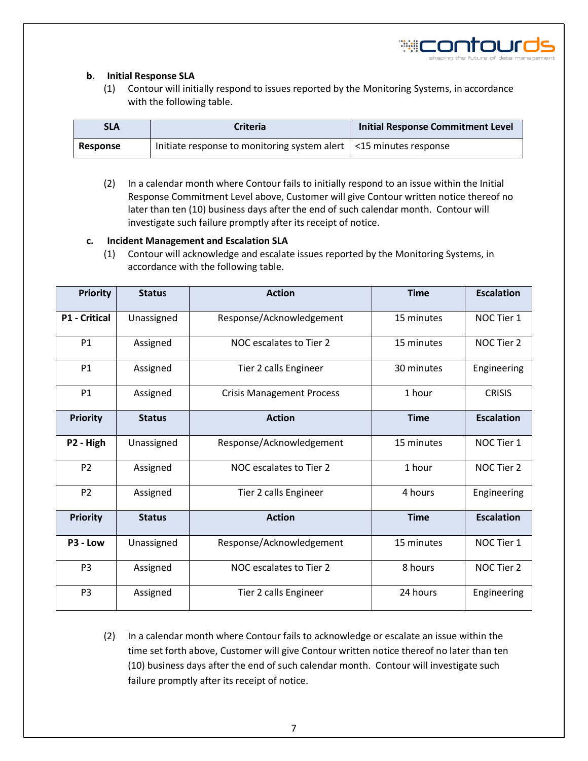**b. Initial Response SLA**

(1) Contour will initially respond to issues reported by the Monitoring Systems, in accordance with the following table.

| SLA | Criteria | Initial Response Commitment Level |
|---|---|---|
| **Response** | Initiate response to monitoring system alert | <15 minutes response |

(2) In a calendar month where Contour fails to initially respond to an issue within the Initial Response Commitment Level above, Customer will give Contour written notice thereof no later than ten (10) business days after the end of such calendar month. Contour will investigate such failure promptly after its receipt of notice.

**c. Incident Management and Escalation SLA**

(1) Contour will acknowledge and escalate issues reported by the Monitoring Systems, in accordance with the following table.

| Priority | Status | Action | Time | Escalation |
|---|---|---|---|---|
| **P1 - Critical** | Unassigned | Response/Acknowledgement | 15 minutes | NOC Tier 1 |
| P1 | Assigned | NOC escalates to Tier 2 | 15 minutes | NOC Tier 2 |
| P1 | Assigned | Tier 2 calls Engineer | 30 minutes | Engineering |
| P1 | Assigned | Crisis Management Process | 1 hour | CRISIS |
| **Priority** | **Status** | **Action** | **Time** | **Escalation** |
| **P2 - High** | Unassigned | Response/Acknowledgement | 15 minutes | NOC Tier 1 |
| P2 | Assigned | NOC escalates to Tier 2 | 1 hour | NOC Tier 2 |
| P2 | Assigned | Tier 2 calls Engineer | 4 hours | Engineering |
| **Priority** | **Status** | **Action** | **Time** | **Escalation** |
| **P3 - Low** | Unassigned | Response/Acknowledgement | 15 minutes | NOC Tier 1 |
| P3 | Assigned | NOC escalates to Tier 2 | 8 hours | NOC Tier 2 |
| P3 | Assigned | Tier 2 calls Engineer | 24 hours | Engineering |

(2) In a calendar month where Contour fails to acknowledge or escalate an issue within the time set forth above, Customer will give Contour written notice thereof no later than ten (10) business days after the end of such calendar month. Contour will investigate such failure promptly after its receipt of notice.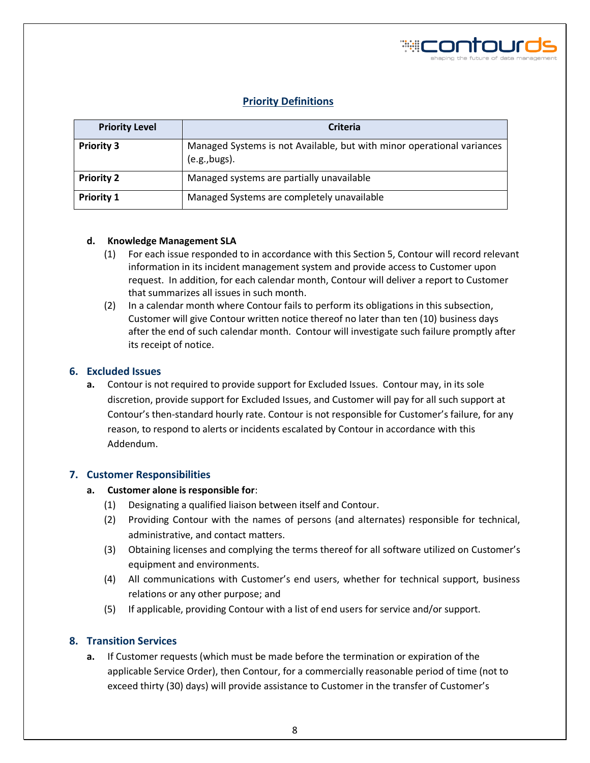**Priority Definitions**

| Priority Level | Criteria |
| --- | --- |
| **Priority 3** | Managed Systems is not Available, but with minor operational variances (e.g.,bugs). |
| **Priority 2** | Managed systems are partially unavailable |
| **Priority 1** | Managed Systems are completely unavailable |

**d. Knowledge Management SLA**

(1) For each issue responded to in accordance with this Section 5, Contour will record relevant information in its incident management system and provide access to Customer upon request. In addition, for each calendar month, Contour will deliver a report to Customer that summarizes all issues in such month.

(2) In a calendar month where Contour fails to perform its obligations in this subsection, Customer will give Contour written notice thereof no later than ten (10) business days after the end of such calendar month. Contour will investigate such failure promptly after its receipt of notice.

## 6. Excluded Issues

**a.** Contour is not required to provide support for Excluded Issues. Contour may, in its sole discretion, provide support for Excluded Issues, and Customer will pay for all such support at Contour's then-standard hourly rate. Contour is not responsible for Customer's failure, for any reason, to respond to alerts or incidents escalated by Contour in accordance with this Addendum.

## 7. Customer Responsibilities

**a. Customer alone is responsible for**:

(1) Designating a qualified liaison between itself and Contour.

(2) Providing Contour with the names of persons (and alternates) responsible for technical, administrative, and contact matters.

(3) Obtaining licenses and complying the terms thereof for all software utilized on Customer's equipment and environments.

(4) All communications with Customer's end users, whether for technical support, business relations or any other purpose; and

(5) If applicable, providing Contour with a list of end users for service and/or support.

## 8. Transition Services

**a.** If Customer requests (which must be made before the termination or expiration of the applicable Service Order), then Contour, for a commercially reasonable period of time (not to exceed thirty (30) days) will provide assistance to Customer in the transfer of Customer's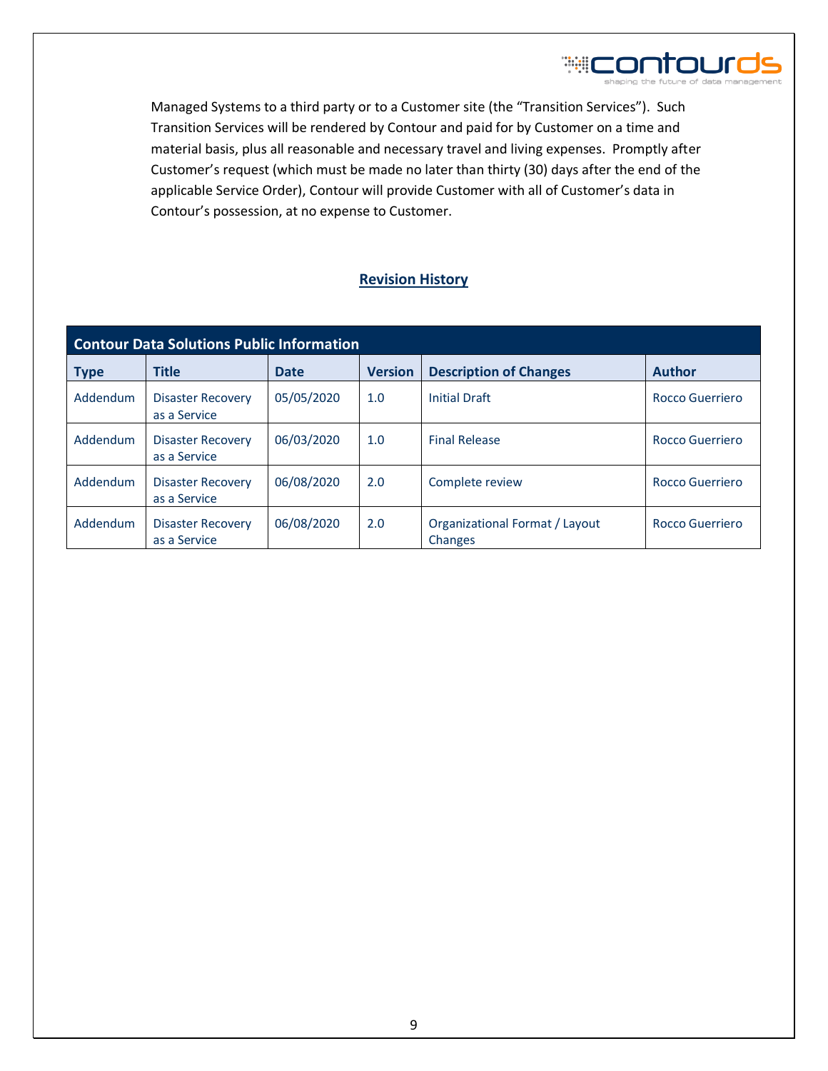Managed Systems to a third party or to a Customer site (the "Transition Services"). Such Transition Services will be rendered by Contour and paid for by Customer on a time and material basis, plus all reasonable and necessary travel and living expenses. Promptly after Customer's request (which must be made no later than thirty (30) days after the end of the applicable Service Order), Contour will provide Customer with all of Customer's data in Contour's possession, at no expense to Customer.

## Revision History

| Contour Data Solutions Public Information | | | | | |
|---|---|---|---|---|---|
| **Type** | **Title** | **Date** | **Version** | **Description of Changes** | **Author** |
| Addendum | Disaster Recovery as a Service | 05/05/2020 | 1.0 | Initial Draft | Rocco Guerriero |
| Addendum | Disaster Recovery as a Service | 06/03/2020 | 1.0 | Final Release | Rocco Guerriero |
| Addendum | Disaster Recovery as a Service | 06/08/2020 | 2.0 | Complete review | Rocco Guerriero |
| Addendum | Disaster Recovery as a Service | 06/08/2020 | 2.0 | Organizational Format / Layout Changes | Rocco Guerriero |